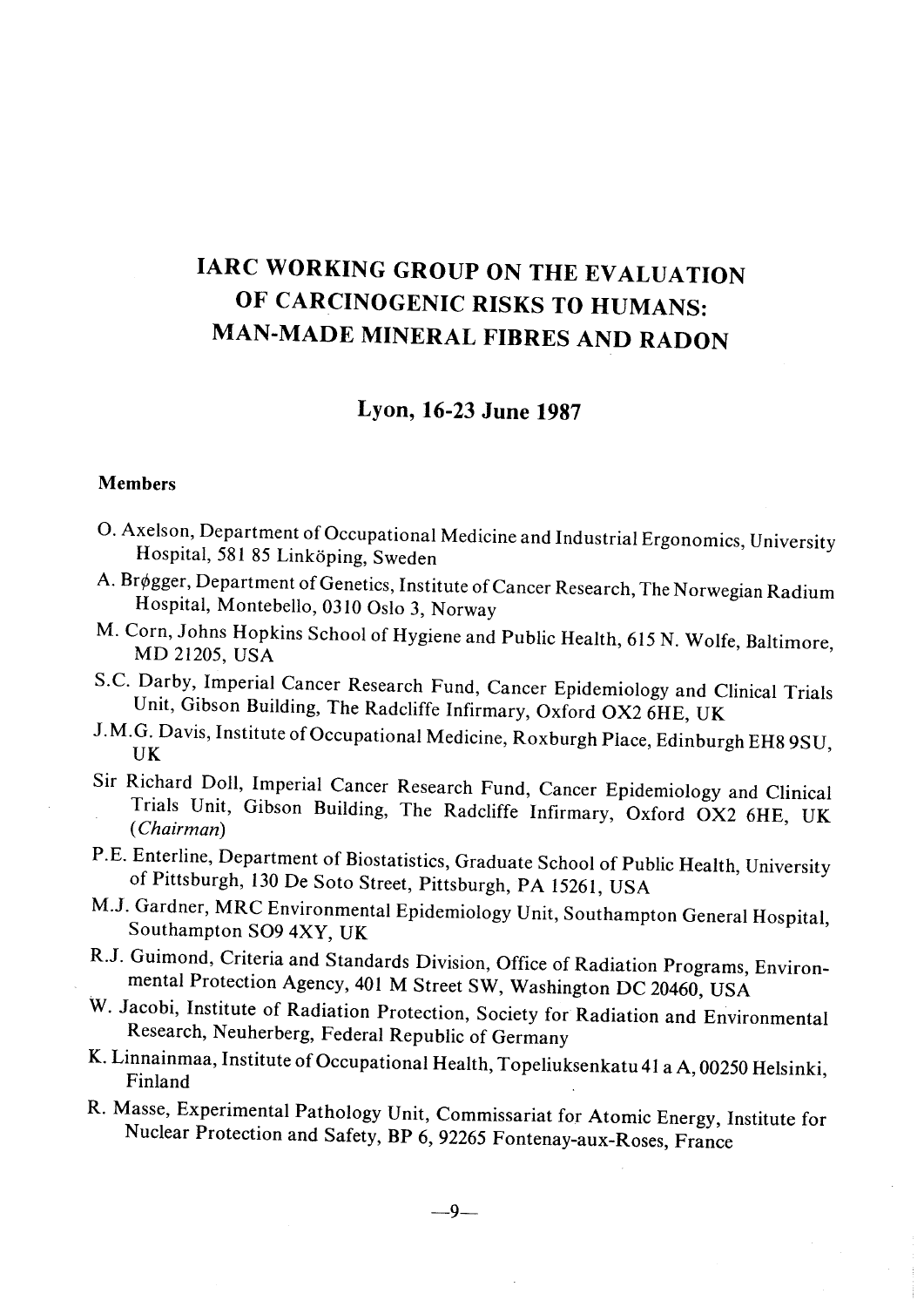# IARC WORKING GROUP ON THE EVALUATION OF CARCINOGENIC RISKS TO HUMANS: MAN-MADE MINERAL FIBRES AND RADON

## Lyon, 16-23 June 1987

### Members

O. Axelson, Department of Occupational Medicine and Industrial Ergonomics, University Hospital, 581 85 Linköping, Sweden

A. Brøgger, Department of Genetics, Institute of Cancer Research, The Norwegian Radium Hospital, Montebello, 0310 Oslo 3, Norway

M. Corn, Johns Hopkins School of Hygiene and Public Health, 615 N. Wolfe, Baltimore, MD 21205, USA

S.C. Darby, Imperial Cancer Research Fund, Cancer Epidemiology and Clinical Trials Unit, Gibson Building, The Radcliffe Infirmary, Oxford OX2 6HE, UK

J.M.G. Davis, Institute of Occupational Medicine, Roxburgh Place, Edinburgh EH8 9SU, UK

Sir Richard Doll, Imperial Cancer Research Fund, Cancer Epidemiology and Clinical Trials Unit, Gibson Building, The Radcliffe Infirmary, Oxford OX2 6HE, UK (*Chairman*)

P.E. Enterline, Department of Biostatistics, Graduate School of Public Health, University of Pittsburgh, 130 De Soto Street, Pittsburgh, PA 15261, USA

M.J. Gardner, MRC Environmental Epidemiology Unit, Southampton General Hospital, Southampton SO9 4XY, UK

R.J. Guimond, Criteria and Standards Division, Office of Radiation Programs, Environmental Protection Agency, 401 M Street SW, Washington DC 20460, USA

W. Jacobi, Institute of Radiation Protection, Society for Radiation and Environmental Research, Neuherberg, Federal Republic of Germany

K. Linnainmaa, Institute of Occupational Health, Topeliuksenkatu 41 a A, 00250 Helsinki, Finland

R. Masse, Experimental Pathology Unit, Commissariat for Atomic Energy, Institute for Nuclear Protection and Safety, BP 6, 92265 Fontenay-aux-Roses, France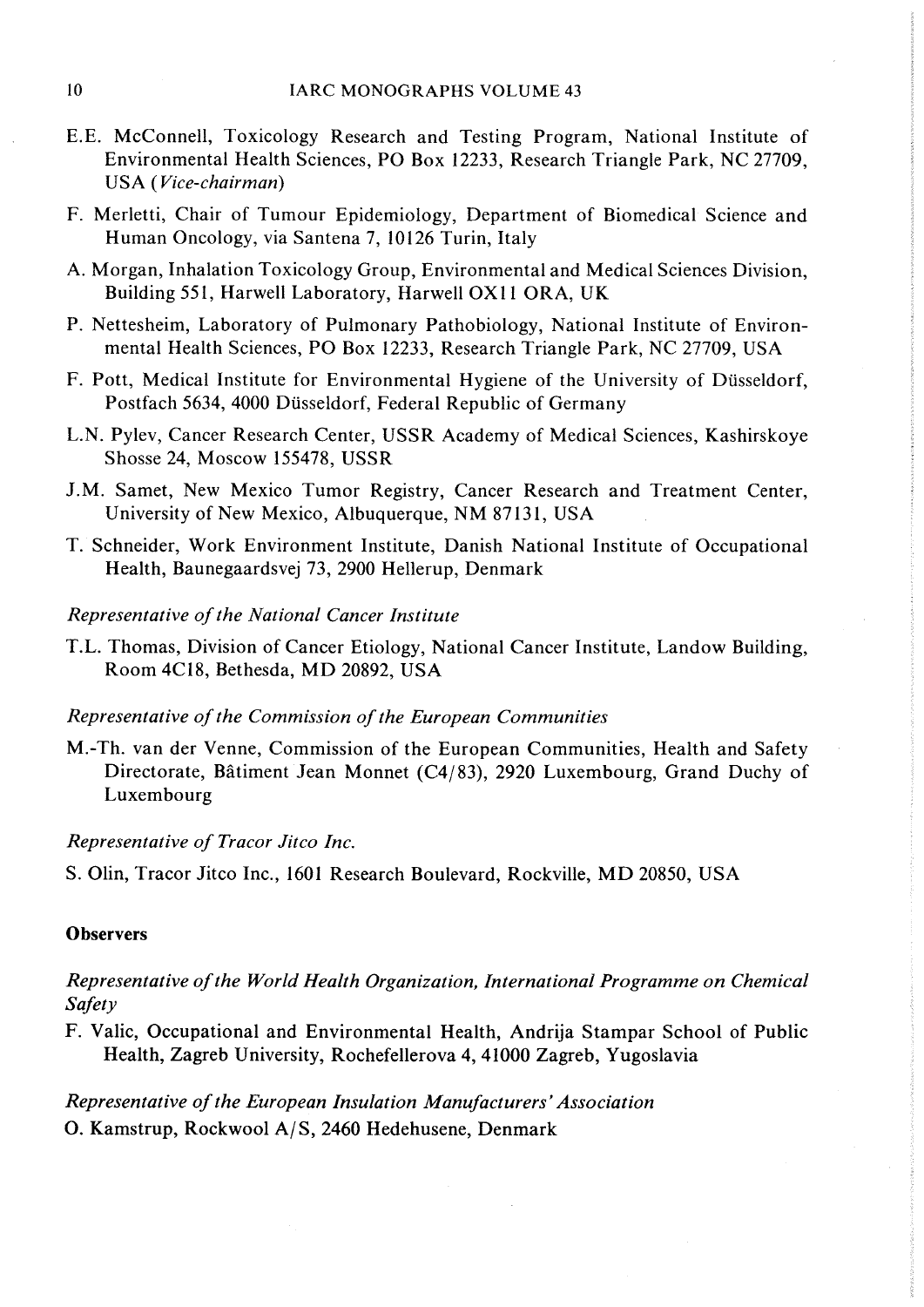E.E. McConnell, Toxicology Research and Testing Program, National Institute of Environmental Health Sciences, PO Box 12233, Research Triangle Park, NC 27709, USA (*Vice-chairman*)

F. Merletti, Chair of Tumour Epidemiology, Department of Biomedical Science and Human Oncology, via Santena 7, 10126 Turin, Italy

A. Morgan, Inhalation Toxicology Group, Environmental and Medical Sciences Division, Building 551, Harwell Laboratory, Harwell OX11 ORA, UK

P. Nettesheim, Laboratory of Pulmonary Pathobiology, National Institute of Environmental Health Sciences, PO Box 12233, Research Triangle Park, NC 27709, USA

F. Pott, Medical Institute for Environmental Hygiene of the University of Düsseldorf, Postfach 5634, 4000 Düsseldorf, Federal Republic of Germany

L.N. Pylev, Cancer Research Center, USSR Academy of Medical Sciences, Kashirskoye Shosse 24, Moscow 155478, USSR

J.M. Samet, New Mexico Tumor Registry, Cancer Research and Treatment Center, University of New Mexico, Albuquerque, NM 87131, USA

T. Schneider, Work Environment Institute, Danish National Institute of Occupational Health, Baunegaardsvej 73, 2900 Hellerup, Denmark

*Representative of the National Cancer Institute*

T.L. Thomas, Division of Cancer Etiology, National Cancer Institute, Landow Building, Room 4C18, Bethesda, MD 20892, USA

*Representative of the Commission of the European Communities*

M.-Th. van der Venne, Commission of the European Communities, Health and Safety Directorate, Bâtiment Jean Monnet (C4/83), 2920 Luxembourg, Grand Duchy of Luxembourg

*Representative of Tracor Jitco Inc.*

S. Olin, Tracor Jitco Inc., 1601 Research Boulevard, Rockville, MD 20850, USA

**Observers**

*Representative of the World Health Organization, International Programme on Chemical Safety*

F. Valic, Occupational and Environmental Health, Andrija Stampar School of Public Health, Zagreb University, Rochefellerova 4, 41000 Zagreb, Yugoslavia

*Representative of the European Insulation Manufacturers' Association*

O. Kamstrup, Rockwool A/S, 2460 Hedehusene, Denmark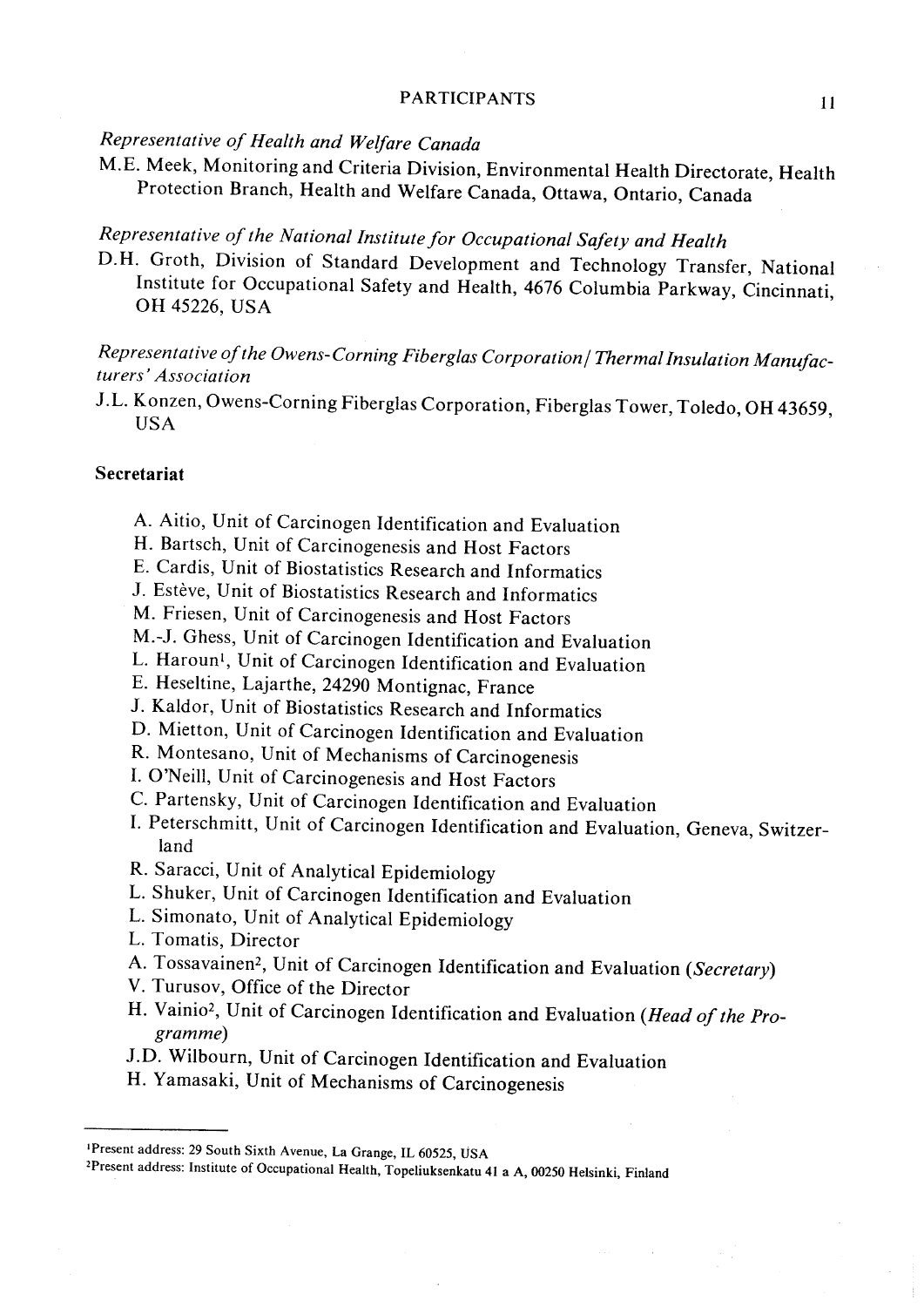*Representative of Health and Welfare Canada*

M.E. Meek, Monitoring and Criteria Division, Environmental Health Directorate, Health Protection Branch, Health and Welfare Canada, Ottawa, Ontario, Canada

*Representative of the National Institute for Occupational Safety and Health*

D.H. Groth, Division of Standard Development and Technology Transfer, National Institute for Occupational Safety and Health, 4676 Columbia Parkway, Cincinnati, OH 45226, USA

*Representative of the Owens-Corning Fiberglas Corporation/Thermal Insulation Manufacturers' Association*

J.L. Konzen, Owens-Corning Fiberglas Corporation, Fiberglas Tower, Toledo, OH 43659, USA

**Secretariat**

A. Aitio, Unit of Carcinogen Identification and Evaluation
H. Bartsch, Unit of Carcinogenesis and Host Factors
E. Cardis, Unit of Biostatistics Research and Informatics
J. Estève, Unit of Biostatistics Research and Informatics
M. Friesen, Unit of Carcinogenesis and Host Factors
M.-J. Ghess, Unit of Carcinogen Identification and Evaluation
L. Haroun[1], Unit of Carcinogen Identification and Evaluation
E. Heseltine, Lajarthe, 24290 Montignac, France
J. Kaldor, Unit of Biostatistics Research and Informatics
D. Mietton, Unit of Carcinogen Identification and Evaluation
R. Montesano, Unit of Mechanisms of Carcinogenesis
I. O'Neill, Unit of Carcinogenesis and Host Factors
C. Partensky, Unit of Carcinogen Identification and Evaluation
I. Peterschmitt, Unit of Carcinogen Identification and Evaluation, Geneva, Switzerland
R. Saracci, Unit of Analytical Epidemiology
L. Shuker, Unit of Carcinogen Identification and Evaluation
L. Simonato, Unit of Analytical Epidemiology
L. Tomatis, Director
A. Tossavainen[2], Unit of Carcinogen Identification and Evaluation (*Secretary*)
V. Turusov, Office of the Director
H. Vainio[2], Unit of Carcinogen Identification and Evaluation (*Head of the Programme*)
J.D. Wilbourn, Unit of Carcinogen Identification and Evaluation
H. Yamasaki, Unit of Mechanisms of Carcinogenesis

---

[1]Present address: 29 South Sixth Avenue, La Grange, IL 60525, USA

[2]Present address: Institute of Occupational Health, Topeliuksenkatu 41 a A, 00250 Helsinki, Finland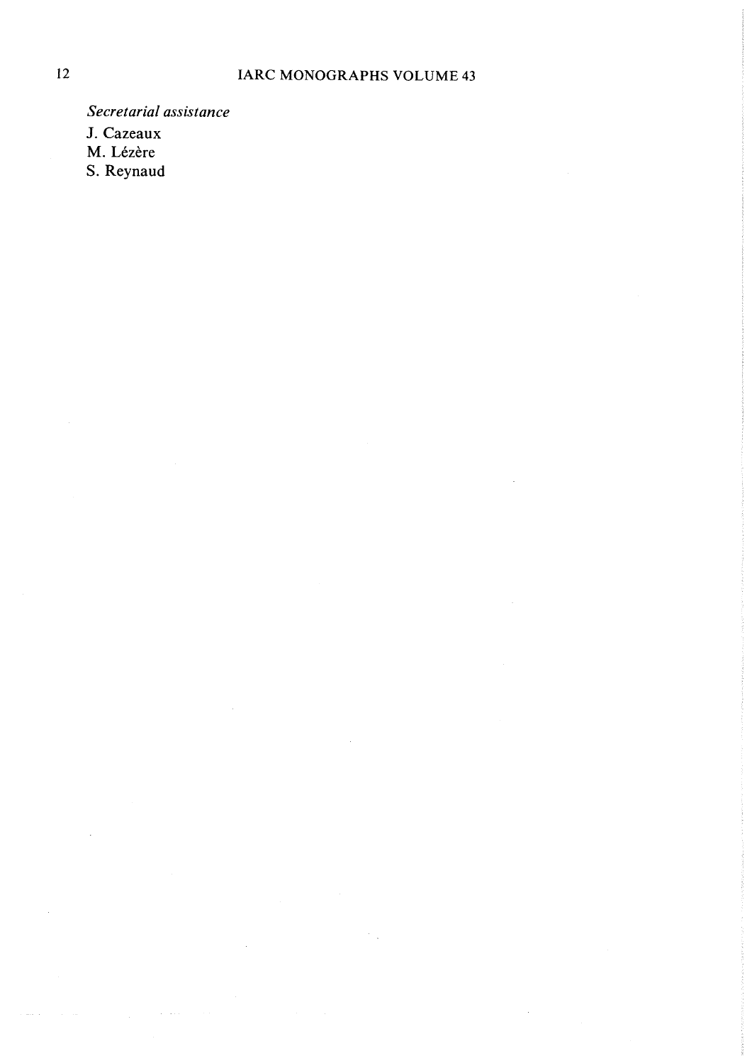*Secretarial assistance*

J. Cazeaux
M. Lézère
S. Reynaud